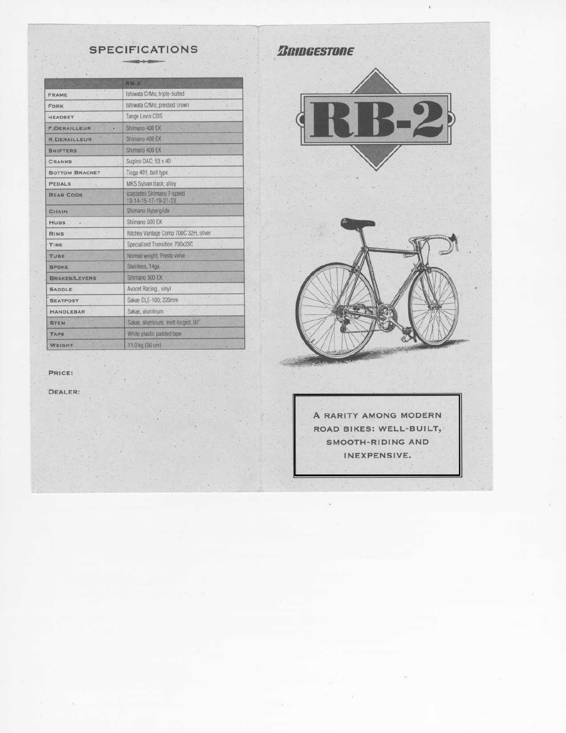## SPECIFICATIONS

| | RB-2 |
|---|---|
| FRAME | Ishiwata CrMo; triple-butted |
| FORK | Ishiwata CrMo; pressed crown |
| HEADSET | Tange Levin CDS |
| F.DERAILLEUR | Shimano 400 EX |
| R.DERAILLEUR | Shimano 400 EX |
| SHIFTERS | Shimano 400 EX |
| CRANKS | Sugino DAC; 53 x 40 |
| BOTTOM BRACKET | Tioga 401, bolt type |
| PEDALS | MKS Sylvan track; alloy |
| REAR COGS | (cassette) Shimano 7-speed 13-14-15-17-19-21-23 |
| CHAIN | Shimano Hyperglide |
| HUBS | Shimano 500 EX |
| RIMS | Ritchey Vantage Comp 700C 32H, silver |
| TIRE | Specialized Transition 700x23C |
| TUBE | Normal weight, Presta valve |
| SPOKE | Stainless, 14ga. |
| BRAKES/LEVERS | Shimano 300 EX |
| SADDLE | Avocet Racing, vinyl |
| SEATPOST | Sakae CLE-100; 220mm |
| HANDLEBAR | Sakae, aluminum |
| STEM | Sakae, aluminum, melt-forged, 90° |
| TAPE | White plastic padded tape |
| WEIGHT | 11.0 kg (56 cm) |

PRICE:

DEALER:

# BRIDGESTONE

# RB-2

A RARITY AMONG MODERN ROAD BIKES: WELL-BUILT, SMOOTH-RIDING AND INEXPENSIVE.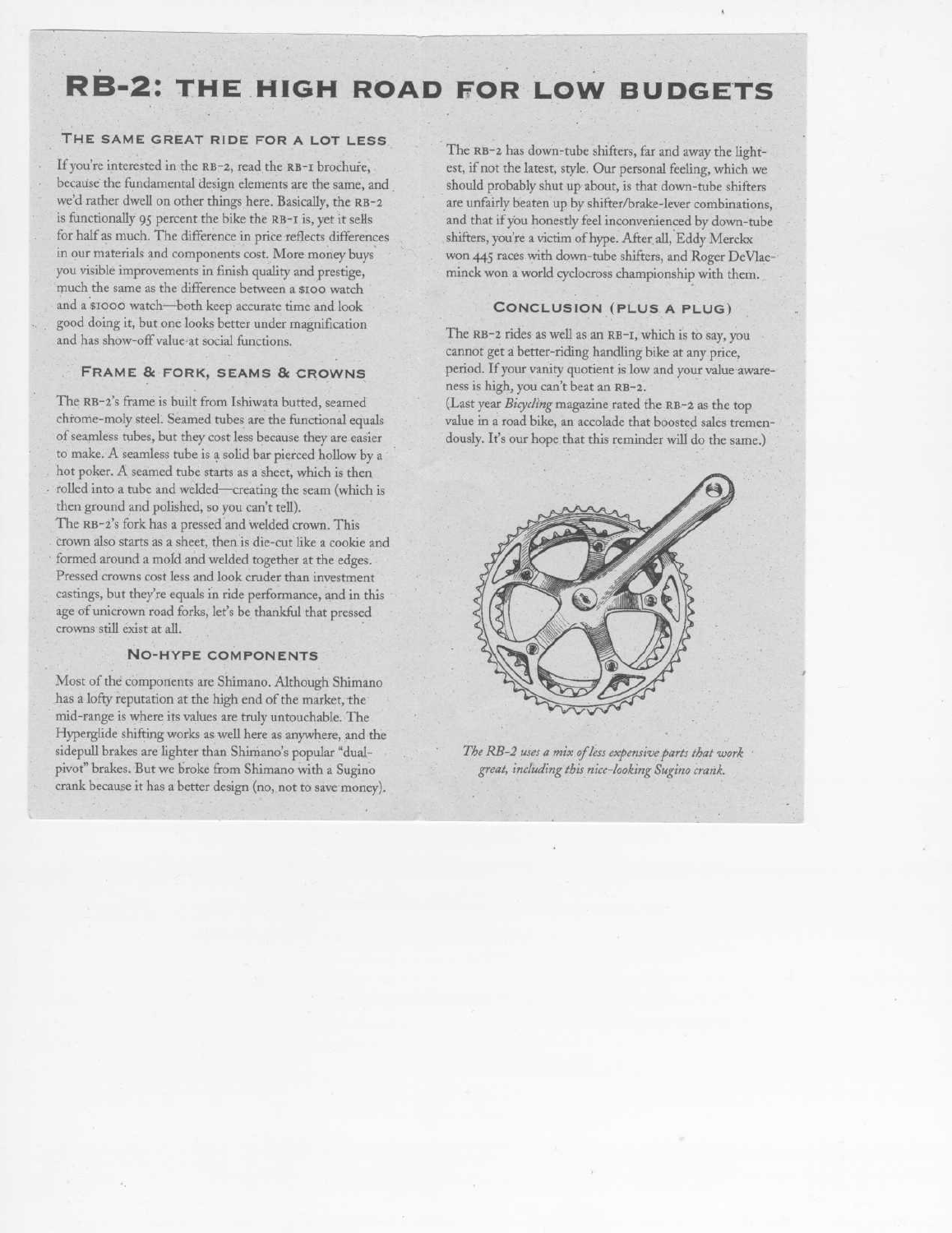# RB-2: THE HIGH ROAD FOR LOW BUDGETS

### THE SAME GREAT RIDE FOR A LOT LESS

If you're interested in the RB-2, read the RB-1 brochure, because the fundamental design elements are the same, and we'd rather dwell on other things here. Basically, the RB-2 is functionally 95 percent the bike the RB-1 is, yet it sells for half as much. The difference in price reflects differences in our materials and components cost. More money buys you visible improvements in finish quality and prestige, much the same as the difference between a $100 watch and a $1000 watch—both keep accurate time and look good doing it, but one looks better under magnification and has show-off value at social functions.

### FRAME & FORK, SEAMS & CROWNS

The RB-2's frame is built from Ishiwata butted, seamed chrome-moly steel. Seamed tubes are the functional equals of seamless tubes, but they cost less because they are easier to make. A seamless tube is a solid bar pierced hollow by a hot poker. A seamed tube starts as a sheet, which is then rolled into a tube and welded—creating the seam (which is then ground and polished, so you can't tell).

The RB-2's fork has a pressed and welded crown. This crown also starts as a sheet, then is die-cut like a cookie and formed around a mold and welded together at the edges. Pressed crowns cost less and look cruder than investment castings, but they're equals in ride performance, and in this age of unicrown road forks, let's be thankful that pressed crowns still exist at all.

### NO-HYPE COMPONENTS

Most of the components are Shimano. Although Shimano has a lofty reputation at the high end of the market, the mid-range is where its values are truly untouchable. The Hyperglide shifting works as well here as anywhere, and the sidepull brakes are lighter than Shimano's popular "dual-pivot" brakes. But we broke from Shimano with a Sugino crank because it has a better design (no, not to save money).

The RB-2 has down-tube shifters, far and away the lightest, if not the latest, style. Our personal feeling, which we should probably shut up about, is that down-tube shifters are unfairly beaten up by shifter/brake-lever combinations, and that if you honestly feel inconvenienced by down-tube shifters, you're a victim of hype. After all, Eddy Merckx won 445 races with down-tube shifters, and Roger DeVlaeminck won a world cyclocross championship with them.

### CONCLUSION (PLUS A PLUG)

The RB-2 rides as well as an RB-1, which is to say, you cannot get a better-riding handling bike at any price, period. If your vanity quotient is low and your value awareness is high, you can't beat an RB-2.

(Last year *Bicycling* magazine rated the RB-2 as the top value in a road bike, an accolade that boosted sales tremendously. It's our hope that this reminder will do the same.)

*The RB-2 uses a mix of less expensive parts that work great, including this nice-looking Sugino crank.*